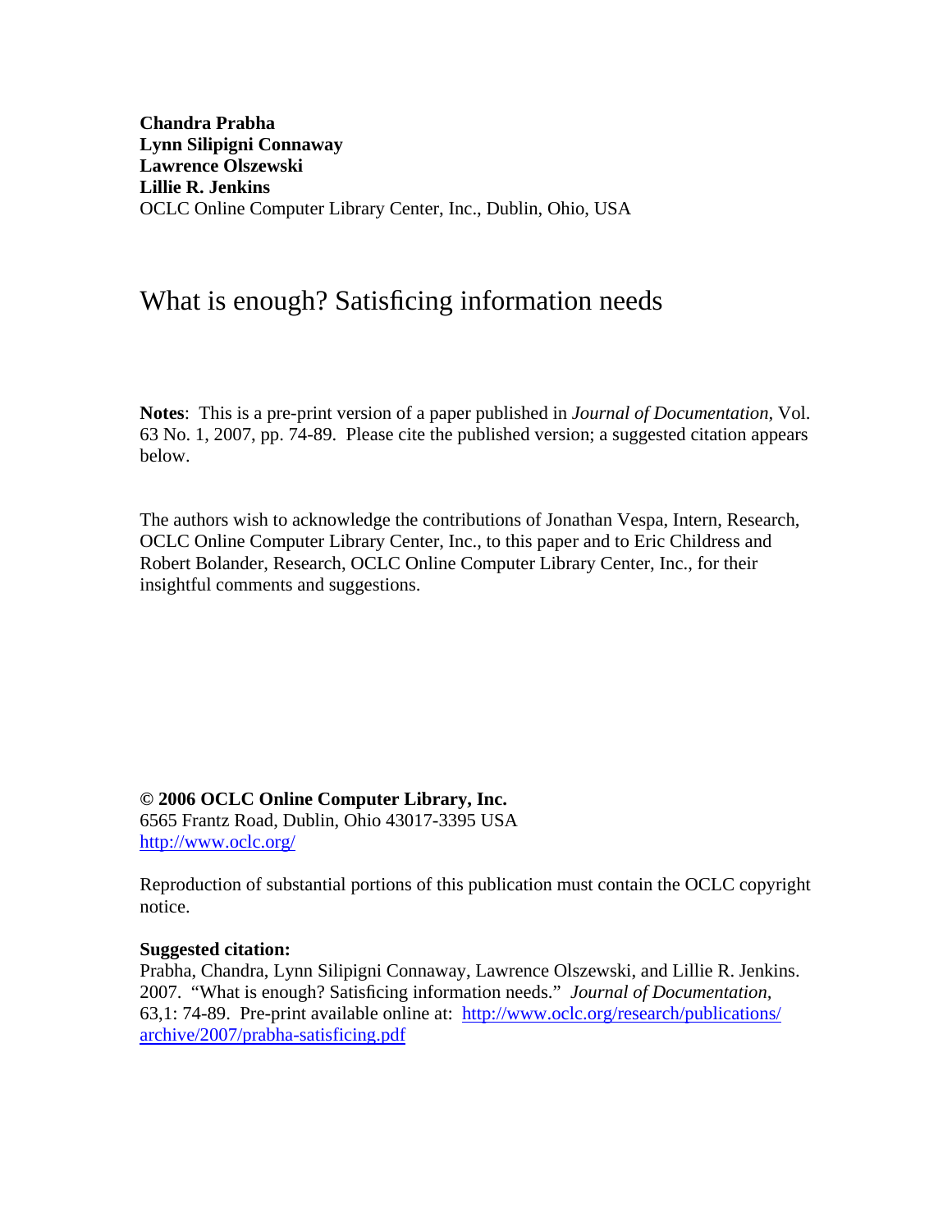**Chandra Prabha**
**Lynn Silipigni Connaway**
**Lawrence Olszewski**
**Lillie R. Jenkins**
OCLC Online Computer Library Center, Inc., Dublin, Ohio, USA

# What is enough? Satisficing information needs

**Notes**: This is a pre-print version of a paper published in *Journal of Documentation*, Vol. 63 No. 1, 2007, pp. 74-89. Please cite the published version; a suggested citation appears below.

The authors wish to acknowledge the contributions of Jonathan Vespa, Intern, Research, OCLC Online Computer Library Center, Inc., to this paper and to Eric Childress and Robert Bolander, Research, OCLC Online Computer Library Center, Inc., for their insightful comments and suggestions.

**© 2006 OCLC Online Computer Library, Inc.**
6565 Frantz Road, Dublin, Ohio 43017-3395 USA
http://www.oclc.org/

Reproduction of substantial portions of this publication must contain the OCLC copyright notice.

**Suggested citation:**
Prabha, Chandra, Lynn Silipigni Connaway, Lawrence Olszewski, and Lillie R. Jenkins. 2007. "What is enough? Satisficing information needs." *Journal of Documentation,* 63,1: 74-89. Pre-print available online at: http://www.oclc.org/research/publications/archive/2007/prabha-satisficing.pdf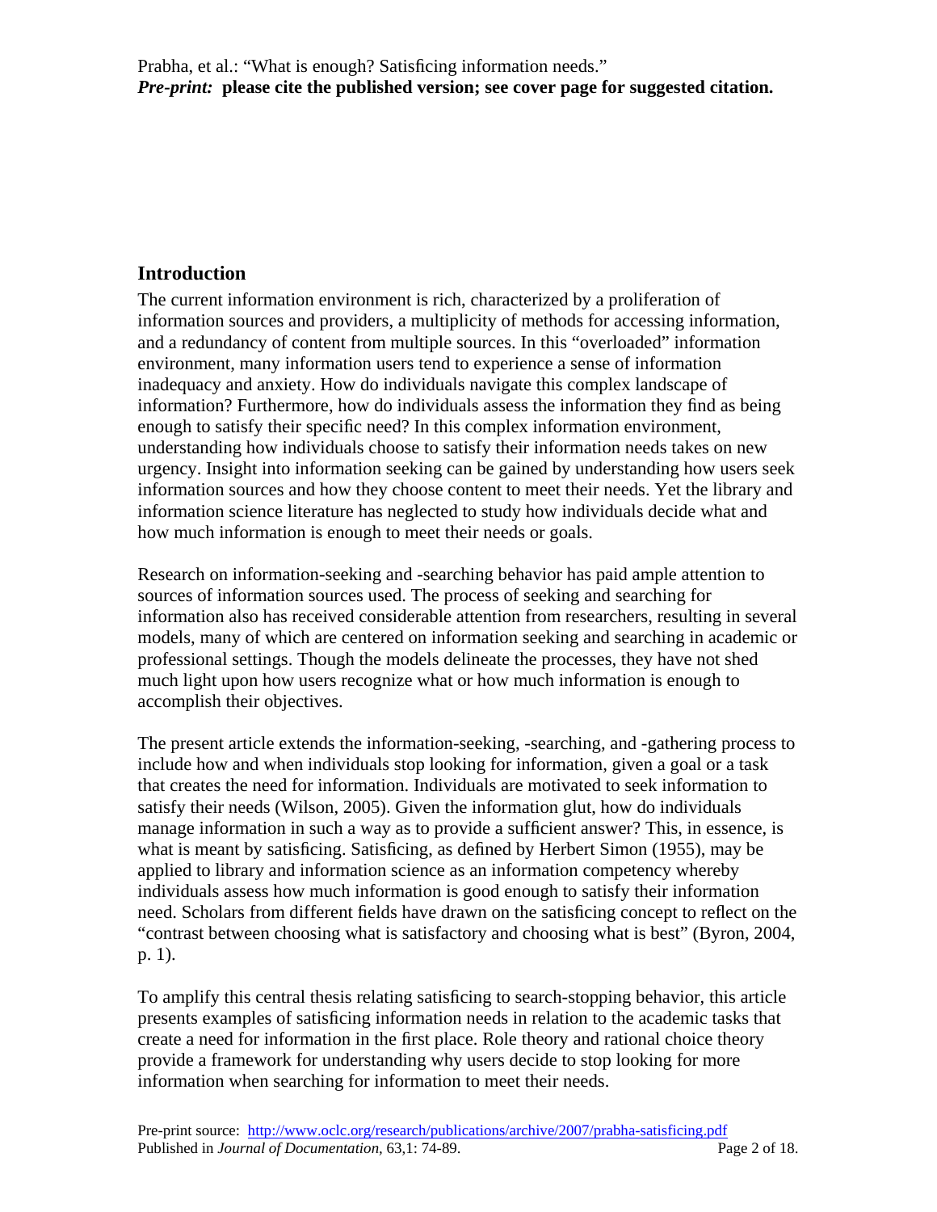## Introduction

The current information environment is rich, characterized by a proliferation of information sources and providers, a multiplicity of methods for accessing information, and a redundancy of content from multiple sources. In this "overloaded" information environment, many information users tend to experience a sense of information inadequacy and anxiety. How do individuals navigate this complex landscape of information? Furthermore, how do individuals assess the information they find as being enough to satisfy their specific need? In this complex information environment, understanding how individuals choose to satisfy their information needs takes on new urgency. Insight into information seeking can be gained by understanding how users seek information sources and how they choose content to meet their needs. Yet the library and information science literature has neglected to study how individuals decide what and how much information is enough to meet their needs or goals.

Research on information-seeking and -searching behavior has paid ample attention to sources of information sources used. The process of seeking and searching for information also has received considerable attention from researchers, resulting in several models, many of which are centered on information seeking and searching in academic or professional settings. Though the models delineate the processes, they have not shed much light upon how users recognize what or how much information is enough to accomplish their objectives.

The present article extends the information-seeking, -searching, and -gathering process to include how and when individuals stop looking for information, given a goal or a task that creates the need for information. Individuals are motivated to seek information to satisfy their needs (Wilson, 2005). Given the information glut, how do individuals manage information in such a way as to provide a sufficient answer? This, in essence, is what is meant by satisficing. Satisficing, as defined by Herbert Simon (1955), may be applied to library and information science as an information competency whereby individuals assess how much information is good enough to satisfy their information need. Scholars from different fields have drawn on the satisficing concept to reflect on the "contrast between choosing what is satisfactory and choosing what is best" (Byron, 2004, p. 1).

To amplify this central thesis relating satisficing to search-stopping behavior, this article presents examples of satisficing information needs in relation to the academic tasks that create a need for information in the first place. Role theory and rational choice theory provide a framework for understanding why users decide to stop looking for more information when searching for information to meet their needs.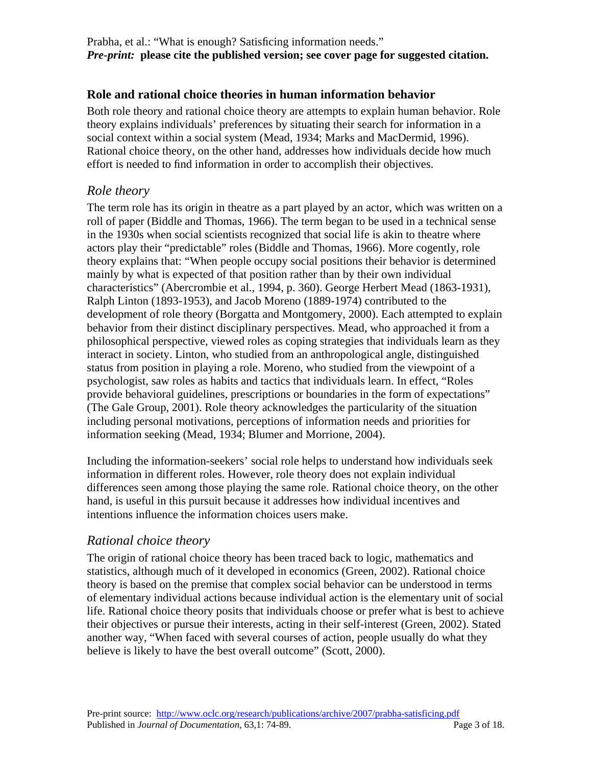## Role and rational choice theories in human information behavior

Both role theory and rational choice theory are attempts to explain human behavior. Role theory explains individuals' preferences by situating their search for information in a social context within a social system (Mead, 1934; Marks and MacDermid, 1996). Rational choice theory, on the other hand, addresses how individuals decide how much effort is needed to find information in order to accomplish their objectives.

### *Role theory*

The term role has its origin in theatre as a part played by an actor, which was written on a roll of paper (Biddle and Thomas, 1966). The term began to be used in a technical sense in the 1930s when social scientists recognized that social life is akin to theatre where actors play their "predictable" roles (Biddle and Thomas, 1966). More cogently, role theory explains that: "When people occupy social positions their behavior is determined mainly by what is expected of that position rather than by their own individual characteristics" (Abercrombie et al., 1994, p. 360). George Herbert Mead (1863-1931), Ralph Linton (1893-1953), and Jacob Moreno (1889-1974) contributed to the development of role theory (Borgatta and Montgomery, 2000). Each attempted to explain behavior from their distinct disciplinary perspectives. Mead, who approached it from a philosophical perspective, viewed roles as coping strategies that individuals learn as they interact in society. Linton, who studied from an anthropological angle, distinguished status from position in playing a role. Moreno, who studied from the viewpoint of a psychologist, saw roles as habits and tactics that individuals learn. In effect, "Roles provide behavioral guidelines, prescriptions or boundaries in the form of expectations" (The Gale Group, 2001). Role theory acknowledges the particularity of the situation including personal motivations, perceptions of information needs and priorities for information seeking (Mead, 1934; Blumer and Morrione, 2004).

Including the information-seekers' social role helps to understand how individuals seek information in different roles. However, role theory does not explain individual differences seen among those playing the same role. Rational choice theory, on the other hand, is useful in this pursuit because it addresses how individual incentives and intentions influence the information choices users make.

### *Rational choice theory*

The origin of rational choice theory has been traced back to logic, mathematics and statistics, although much of it developed in economics (Green, 2002). Rational choice theory is based on the premise that complex social behavior can be understood in terms of elementary individual actions because individual action is the elementary unit of social life. Rational choice theory posits that individuals choose or prefer what is best to achieve their objectives or pursue their interests, acting in their self-interest (Green, 2002). Stated another way, "When faced with several courses of action, people usually do what they believe is likely to have the best overall outcome" (Scott, 2000).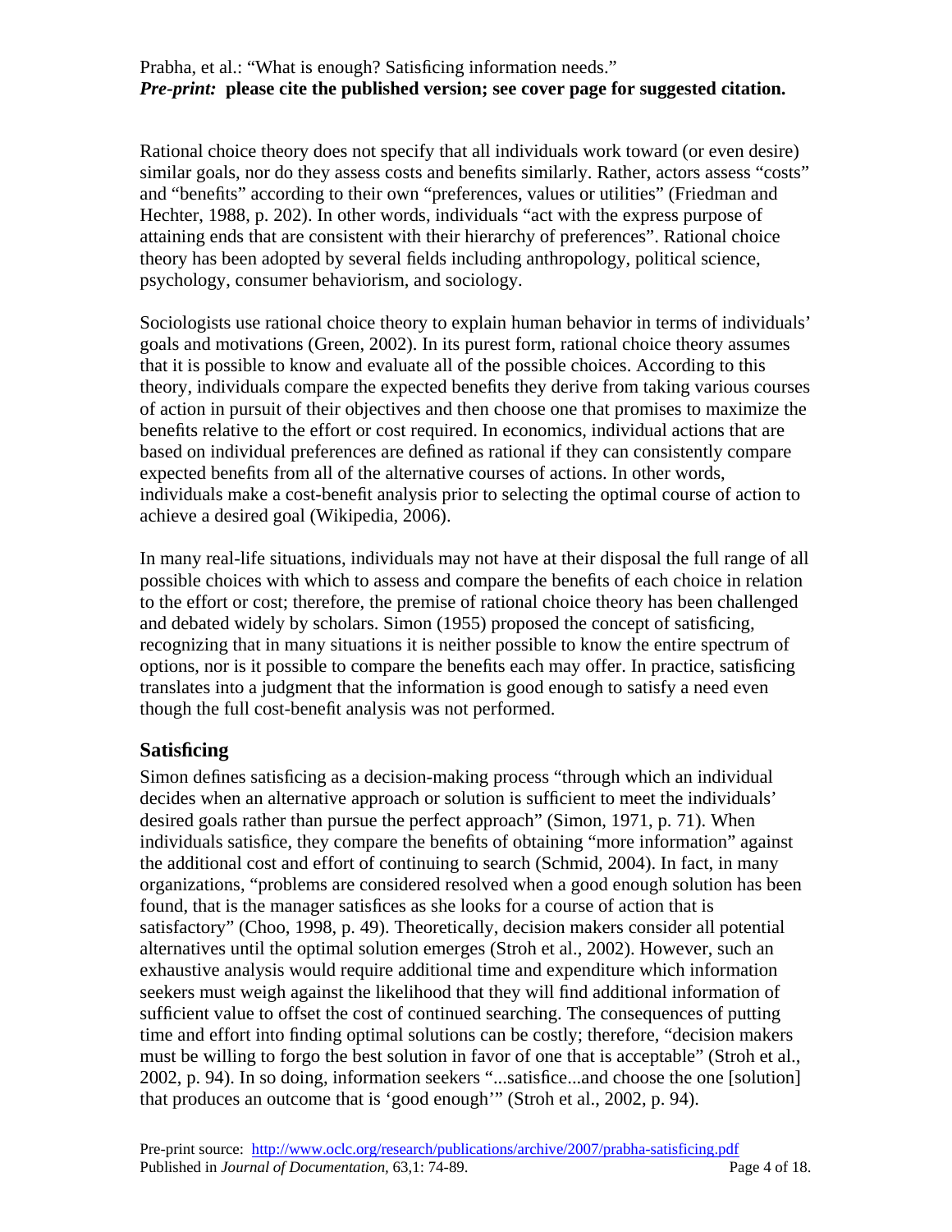Rational choice theory does not specify that all individuals work toward (or even desire) similar goals, nor do they assess costs and benefits similarly. Rather, actors assess "costs" and "benefits" according to their own "preferences, values or utilities" (Friedman and Hechter, 1988, p. 202). In other words, individuals "act with the express purpose of attaining ends that are consistent with their hierarchy of preferences". Rational choice theory has been adopted by several fields including anthropology, political science, psychology, consumer behaviorism, and sociology.

Sociologists use rational choice theory to explain human behavior in terms of individuals' goals and motivations (Green, 2002). In its purest form, rational choice theory assumes that it is possible to know and evaluate all of the possible choices. According to this theory, individuals compare the expected benefits they derive from taking various courses of action in pursuit of their objectives and then choose one that promises to maximize the benefits relative to the effort or cost required. In economics, individual actions that are based on individual preferences are defined as rational if they can consistently compare expected benefits from all of the alternative courses of actions. In other words, individuals make a cost-benefit analysis prior to selecting the optimal course of action to achieve a desired goal (Wikipedia, 2006).

In many real-life situations, individuals may not have at their disposal the full range of all possible choices with which to assess and compare the benefits of each choice in relation to the effort or cost; therefore, the premise of rational choice theory has been challenged and debated widely by scholars. Simon (1955) proposed the concept of satisficing, recognizing that in many situations it is neither possible to know the entire spectrum of options, nor is it possible to compare the benefits each may offer. In practice, satisficing translates into a judgment that the information is good enough to satisfy a need even though the full cost-benefit analysis was not performed.

## Satisficing

Simon defines satisficing as a decision-making process "through which an individual decides when an alternative approach or solution is sufficient to meet the individuals' desired goals rather than pursue the perfect approach" (Simon, 1971, p. 71). When individuals satisfice, they compare the benefits of obtaining "more information" against the additional cost and effort of continuing to search (Schmid, 2004). In fact, in many organizations, "problems are considered resolved when a good enough solution has been found, that is the manager satisfices as she looks for a course of action that is satisfactory" (Choo, 1998, p. 49). Theoretically, decision makers consider all potential alternatives until the optimal solution emerges (Stroh et al., 2002). However, such an exhaustive analysis would require additional time and expenditure which information seekers must weigh against the likelihood that they will find additional information of sufficient value to offset the cost of continued searching. The consequences of putting time and effort into finding optimal solutions can be costly; therefore, "decision makers must be willing to forgo the best solution in favor of one that is acceptable" (Stroh et al., 2002, p. 94). In so doing, information seekers "...satisfice...and choose the one [solution] that produces an outcome that is 'good enough'" (Stroh et al., 2002, p. 94).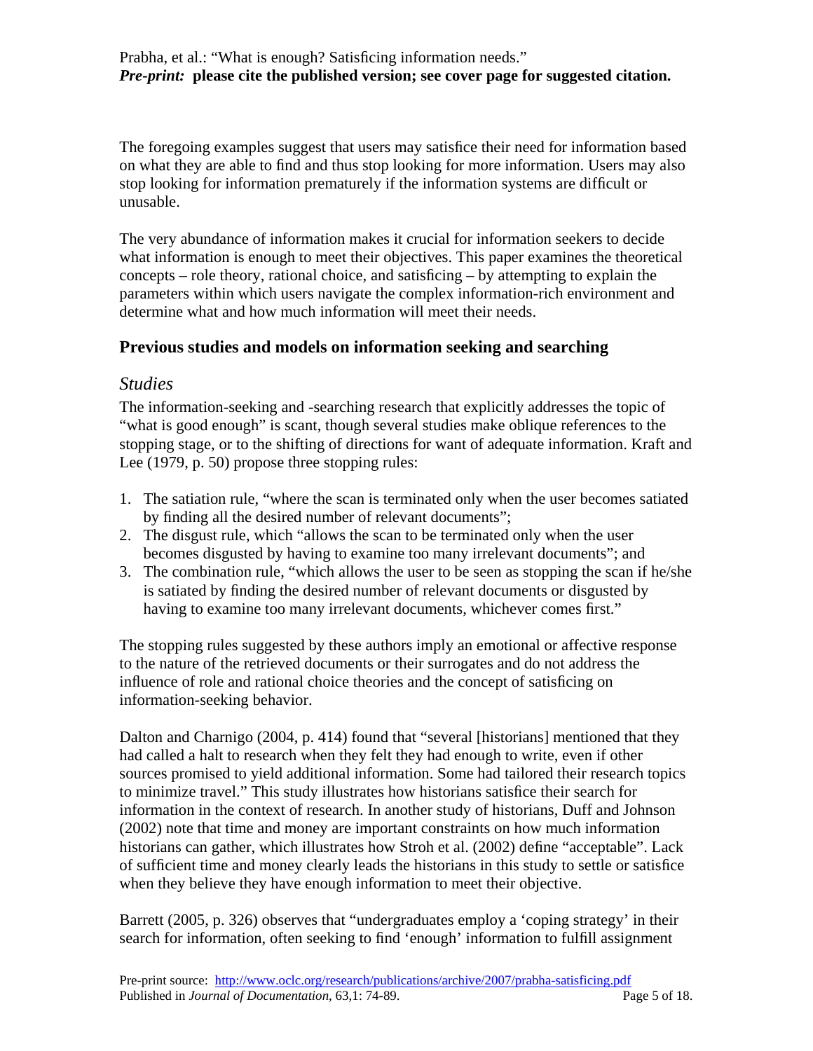The foregoing examples suggest that users may satisfice their need for information based on what they are able to find and thus stop looking for more information. Users may also stop looking for information prematurely if the information systems are difficult or unusable.

The very abundance of information makes it crucial for information seekers to decide what information is enough to meet their objectives. This paper examines the theoretical concepts – role theory, rational choice, and satisficing – by attempting to explain the parameters within which users navigate the complex information-rich environment and determine what and how much information will meet their needs.

## Previous studies and models on information seeking and searching

### *Studies*

The information-seeking and -searching research that explicitly addresses the topic of "what is good enough" is scant, though several studies make oblique references to the stopping stage, or to the shifting of directions for want of adequate information. Kraft and Lee (1979, p. 50) propose three stopping rules:

1. The satiation rule, "where the scan is terminated only when the user becomes satiated by finding all the desired number of relevant documents";
2. The disgust rule, which "allows the scan to be terminated only when the user becomes disgusted by having to examine too many irrelevant documents"; and
3. The combination rule, "which allows the user to be seen as stopping the scan if he/she is satiated by finding the desired number of relevant documents or disgusted by having to examine too many irrelevant documents, whichever comes first."

The stopping rules suggested by these authors imply an emotional or affective response to the nature of the retrieved documents or their surrogates and do not address the influence of role and rational choice theories and the concept of satisficing on information-seeking behavior.

Dalton and Charnigo (2004, p. 414) found that "several [historians] mentioned that they had called a halt to research when they felt they had enough to write, even if other sources promised to yield additional information. Some had tailored their research topics to minimize travel." This study illustrates how historians satisfice their search for information in the context of research. In another study of historians, Duff and Johnson (2002) note that time and money are important constraints on how much information historians can gather, which illustrates how Stroh et al. (2002) define "acceptable". Lack of sufficient time and money clearly leads the historians in this study to settle or satisfice when they believe they have enough information to meet their objective.

Barrett (2005, p. 326) observes that "undergraduates employ a 'coping strategy' in their search for information, often seeking to find 'enough' information to fulfill assignment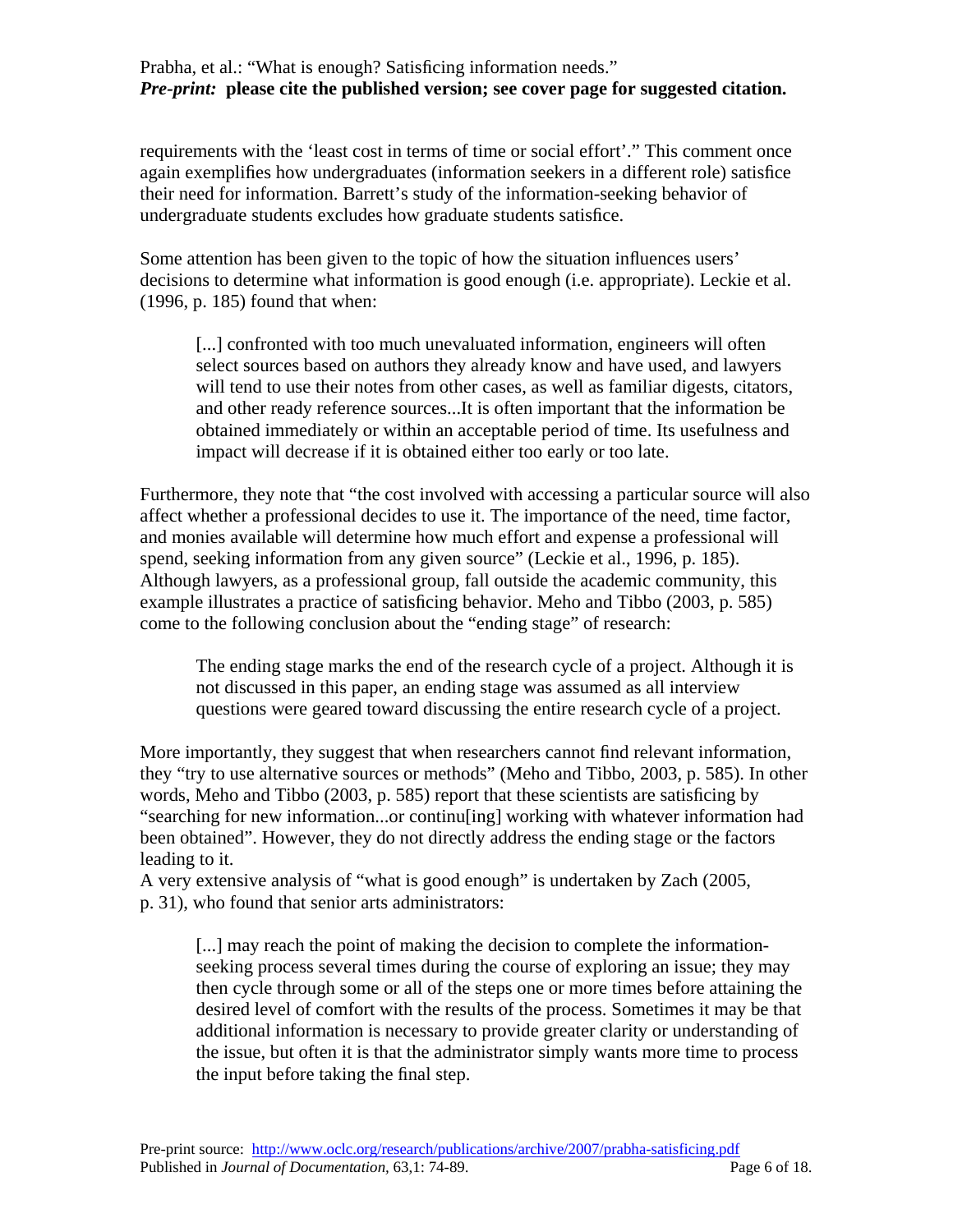requirements with the ‘least cost in terms of time or social effort’.” This comment once again exemplifies how undergraduates (information seekers in a different role) satisfice their need for information. Barrett’s study of the information-seeking behavior of undergraduate students excludes how graduate students satisfice.

Some attention has been given to the topic of how the situation influences users’ decisions to determine what information is good enough (i.e. appropriate). Leckie et al. (1996, p. 185) found that when:

> [...] confronted with too much unevaluated information, engineers will often select sources based on authors they already know and have used, and lawyers will tend to use their notes from other cases, as well as familiar digests, citators, and other ready reference sources...It is often important that the information be obtained immediately or within an acceptable period of time. Its usefulness and impact will decrease if it is obtained either too early or too late.

Furthermore, they note that “the cost involved with accessing a particular source will also affect whether a professional decides to use it. The importance of the need, time factor, and monies available will determine how much effort and expense a professional will spend, seeking information from any given source” (Leckie et al., 1996, p. 185). Although lawyers, as a professional group, fall outside the academic community, this example illustrates a practice of satisficing behavior. Meho and Tibbo (2003, p. 585) come to the following conclusion about the “ending stage” of research:

> The ending stage marks the end of the research cycle of a project. Although it is not discussed in this paper, an ending stage was assumed as all interview questions were geared toward discussing the entire research cycle of a project.

More importantly, they suggest that when researchers cannot find relevant information, they “try to use alternative sources or methods” (Meho and Tibbo, 2003, p. 585). In other words, Meho and Tibbo (2003, p. 585) report that these scientists are satisficing by “searching for new information...or continu[ing] working with whatever information had been obtained”. However, they do not directly address the ending stage or the factors leading to it.

A very extensive analysis of “what is good enough” is undertaken by Zach (2005, p. 31), who found that senior arts administrators:

> [...] may reach the point of making the decision to complete the information-seeking process several times during the course of exploring an issue; they may then cycle through some or all of the steps one or more times before attaining the desired level of comfort with the results of the process. Sometimes it may be that additional information is necessary to provide greater clarity or understanding of the issue, but often it is that the administrator simply wants more time to process the input before taking the final step.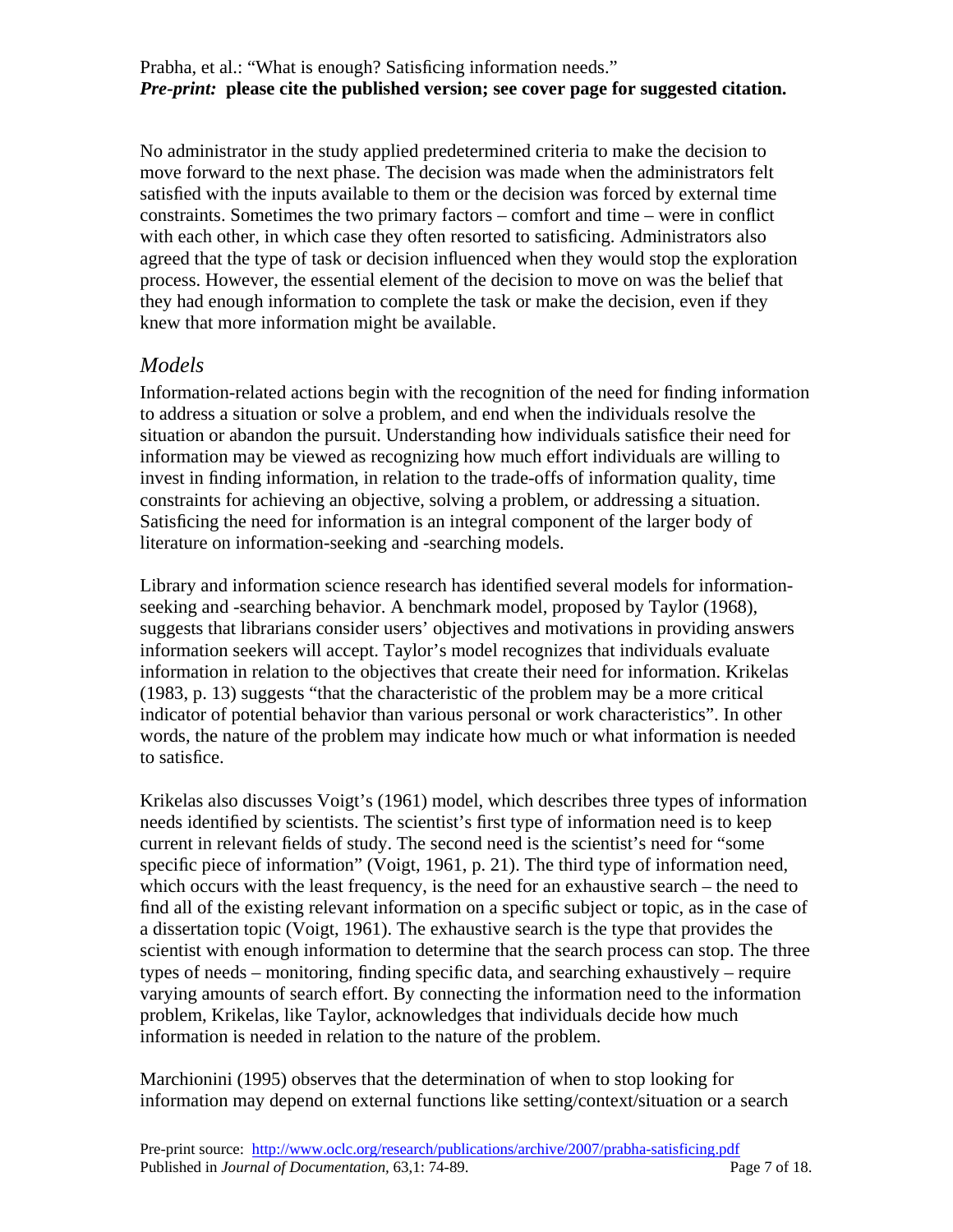No administrator in the study applied predetermined criteria to make the decision to move forward to the next phase. The decision was made when the administrators felt satisfied with the inputs available to them or the decision was forced by external time constraints. Sometimes the two primary factors – comfort and time – were in conflict with each other, in which case they often resorted to satisficing. Administrators also agreed that the type of task or decision influenced when they would stop the exploration process. However, the essential element of the decision to move on was the belief that they had enough information to complete the task or make the decision, even if they knew that more information might be available.

## *Models*

Information-related actions begin with the recognition of the need for finding information to address a situation or solve a problem, and end when the individuals resolve the situation or abandon the pursuit. Understanding how individuals satisfice their need for information may be viewed as recognizing how much effort individuals are willing to invest in finding information, in relation to the trade-offs of information quality, time constraints for achieving an objective, solving a problem, or addressing a situation. Satisficing the need for information is an integral component of the larger body of literature on information-seeking and -searching models.

Library and information science research has identified several models for information-seeking and -searching behavior. A benchmark model, proposed by Taylor (1968), suggests that librarians consider users' objectives and motivations in providing answers information seekers will accept. Taylor's model recognizes that individuals evaluate information in relation to the objectives that create their need for information. Krikelas (1983, p. 13) suggests "that the characteristic of the problem may be a more critical indicator of potential behavior than various personal or work characteristics". In other words, the nature of the problem may indicate how much or what information is needed to satisfice.

Krikelas also discusses Voigt's (1961) model, which describes three types of information needs identified by scientists. The scientist's first type of information need is to keep current in relevant fields of study. The second need is the scientist's need for "some specific piece of information" (Voigt, 1961, p. 21). The third type of information need, which occurs with the least frequency, is the need for an exhaustive search – the need to find all of the existing relevant information on a specific subject or topic, as in the case of a dissertation topic (Voigt, 1961). The exhaustive search is the type that provides the scientist with enough information to determine that the search process can stop. The three types of needs – monitoring, finding specific data, and searching exhaustively – require varying amounts of search effort. By connecting the information need to the information problem, Krikelas, like Taylor, acknowledges that individuals decide how much information is needed in relation to the nature of the problem.

Marchionini (1995) observes that the determination of when to stop looking for information may depend on external functions like setting/context/situation or a search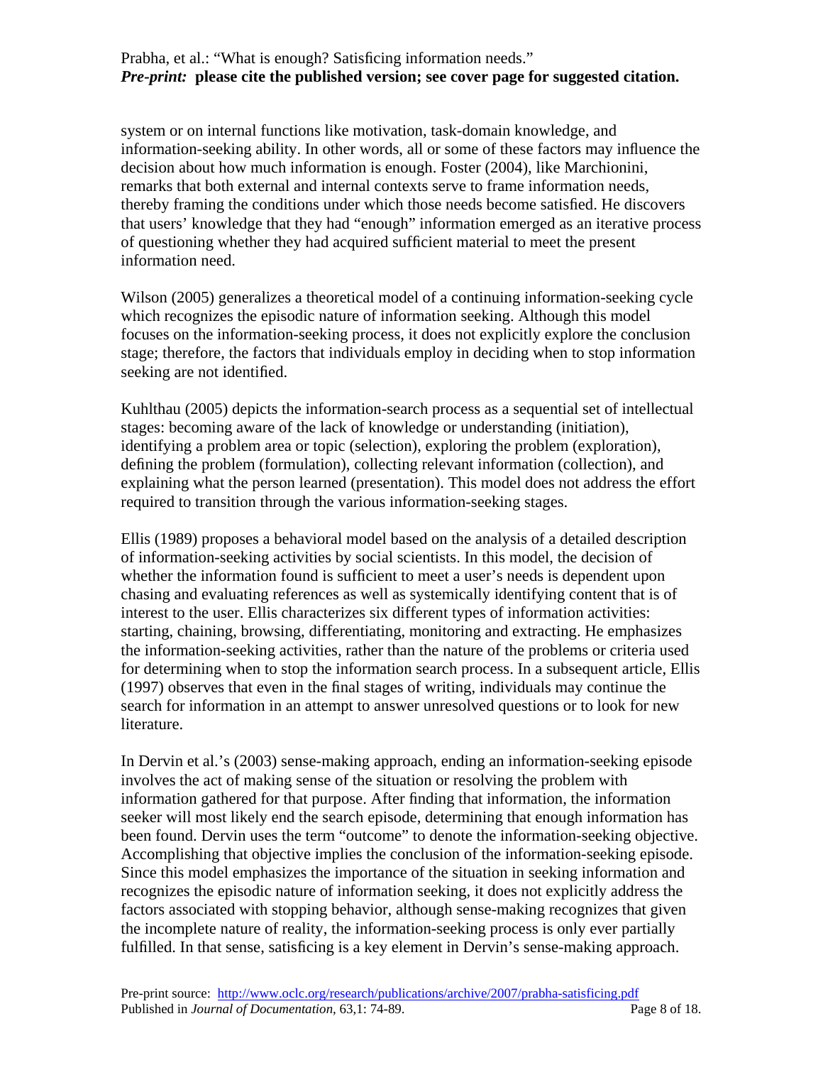system or on internal functions like motivation, task-domain knowledge, and information-seeking ability. In other words, all or some of these factors may influence the decision about how much information is enough. Foster (2004), like Marchionini, remarks that both external and internal contexts serve to frame information needs, thereby framing the conditions under which those needs become satisfied. He discovers that users' knowledge that they had "enough" information emerged as an iterative process of questioning whether they had acquired sufficient material to meet the present information need.

Wilson (2005) generalizes a theoretical model of a continuing information-seeking cycle which recognizes the episodic nature of information seeking. Although this model focuses on the information-seeking process, it does not explicitly explore the conclusion stage; therefore, the factors that individuals employ in deciding when to stop information seeking are not identified.

Kuhlthau (2005) depicts the information-search process as a sequential set of intellectual stages: becoming aware of the lack of knowledge or understanding (initiation), identifying a problem area or topic (selection), exploring the problem (exploration), defining the problem (formulation), collecting relevant information (collection), and explaining what the person learned (presentation). This model does not address the effort required to transition through the various information-seeking stages.

Ellis (1989) proposes a behavioral model based on the analysis of a detailed description of information-seeking activities by social scientists. In this model, the decision of whether the information found is sufficient to meet a user's needs is dependent upon chasing and evaluating references as well as systemically identifying content that is of interest to the user. Ellis characterizes six different types of information activities: starting, chaining, browsing, differentiating, monitoring and extracting. He emphasizes the information-seeking activities, rather than the nature of the problems or criteria used for determining when to stop the information search process. In a subsequent article, Ellis (1997) observes that even in the final stages of writing, individuals may continue the search for information in an attempt to answer unresolved questions or to look for new literature.

In Dervin et al.'s (2003) sense-making approach, ending an information-seeking episode involves the act of making sense of the situation or resolving the problem with information gathered for that purpose. After finding that information, the information seeker will most likely end the search episode, determining that enough information has been found. Dervin uses the term "outcome" to denote the information-seeking objective. Accomplishing that objective implies the conclusion of the information-seeking episode. Since this model emphasizes the importance of the situation in seeking information and recognizes the episodic nature of information seeking, it does not explicitly address the factors associated with stopping behavior, although sense-making recognizes that given the incomplete nature of reality, the information-seeking process is only ever partially fulfilled. In that sense, satisficing is a key element in Dervin's sense-making approach.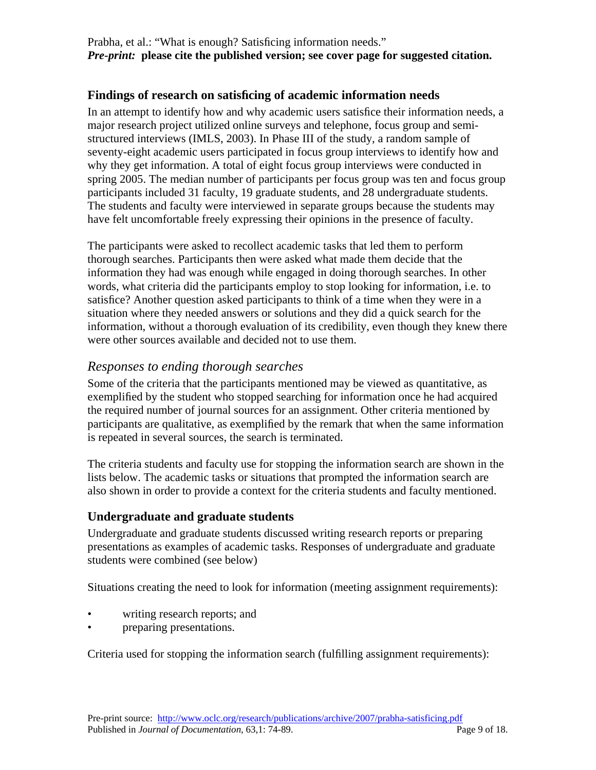## Findings of research on satisficing of academic information needs

In an attempt to identify how and why academic users satisfice their information needs, a major research project utilized online surveys and telephone, focus group and semi-structured interviews (IMLS, 2003). In Phase III of the study, a random sample of seventy-eight academic users participated in focus group interviews to identify how and why they get information. A total of eight focus group interviews were conducted in spring 2005. The median number of participants per focus group was ten and focus group participants included 31 faculty, 19 graduate students, and 28 undergraduate students. The students and faculty were interviewed in separate groups because the students may have felt uncomfortable freely expressing their opinions in the presence of faculty.

The participants were asked to recollect academic tasks that led them to perform thorough searches. Participants then were asked what made them decide that the information they had was enough while engaged in doing thorough searches. In other words, what criteria did the participants employ to stop looking for information, i.e. to satisfice? Another question asked participants to think of a time when they were in a situation where they needed answers or solutions and they did a quick search for the information, without a thorough evaluation of its credibility, even though they knew there were other sources available and decided not to use them.

### *Responses to ending thorough searches*

Some of the criteria that the participants mentioned may be viewed as quantitative, as exemplified by the student who stopped searching for information once he had acquired the required number of journal sources for an assignment. Other criteria mentioned by participants are qualitative, as exemplified by the remark that when the same information is repeated in several sources, the search is terminated.

The criteria students and faculty use for stopping the information search are shown in the lists below. The academic tasks or situations that prompted the information search are also shown in order to provide a context for the criteria students and faculty mentioned.

## Undergraduate and graduate students

Undergraduate and graduate students discussed writing research reports or preparing presentations as examples of academic tasks. Responses of undergraduate and graduate students were combined (see below)

Situations creating the need to look for information (meeting assignment requirements):

- writing research reports; and
- preparing presentations.

Criteria used for stopping the information search (fulfilling assignment requirements):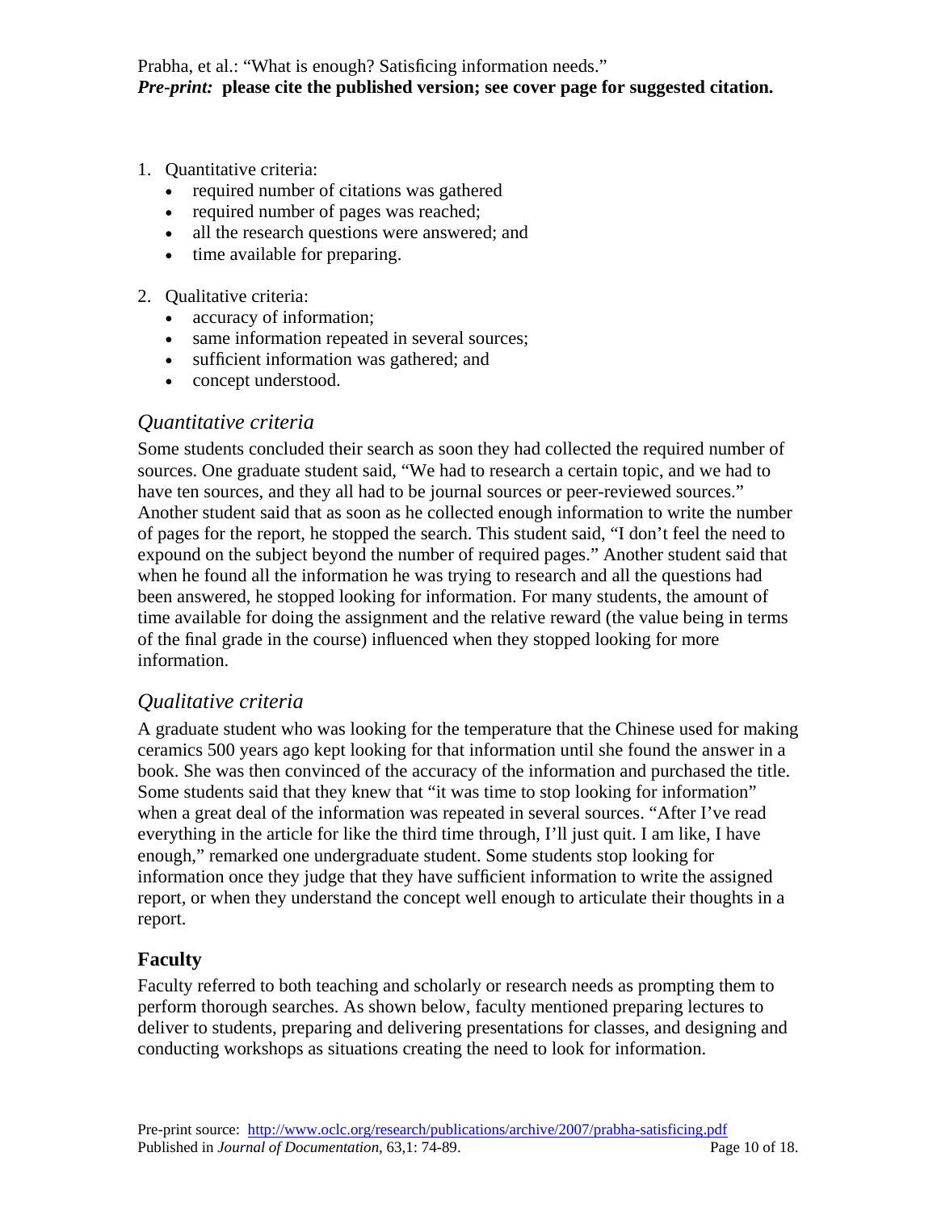1. Quantitative criteria:
   - required number of citations was gathered
   - required number of pages was reached;
   - all the research questions were answered; and
   - time available for preparing.

2. Qualitative criteria:
   - accuracy of information;
   - same information repeated in several sources;
   - sufficient information was gathered; and
   - concept understood.

### *Quantitative criteria*

Some students concluded their search as soon they had collected the required number of sources. One graduate student said, "We had to research a certain topic, and we had to have ten sources, and they all had to be journal sources or peer-reviewed sources." Another student said that as soon as he collected enough information to write the number of pages for the report, he stopped the search. This student said, "I don't feel the need to expound on the subject beyond the number of required pages." Another student said that when he found all the information he was trying to research and all the questions had been answered, he stopped looking for information. For many students, the amount of time available for doing the assignment and the relative reward (the value being in terms of the final grade in the course) influenced when they stopped looking for more information.

### *Qualitative criteria*

A graduate student who was looking for the temperature that the Chinese used for making ceramics 500 years ago kept looking for that information until she found the answer in a book. She was then convinced of the accuracy of the information and purchased the title. Some students said that they knew that "it was time to stop looking for information" when a great deal of the information was repeated in several sources. "After I've read everything in the article for like the third time through, I'll just quit. I am like, I have enough," remarked one undergraduate student. Some students stop looking for information once they judge that they have sufficient information to write the assigned report, or when they understand the concept well enough to articulate their thoughts in a report.

## Faculty

Faculty referred to both teaching and scholarly or research needs as prompting them to perform thorough searches. As shown below, faculty mentioned preparing lectures to deliver to students, preparing and delivering presentations for classes, and designing and conducting workshops as situations creating the need to look for information.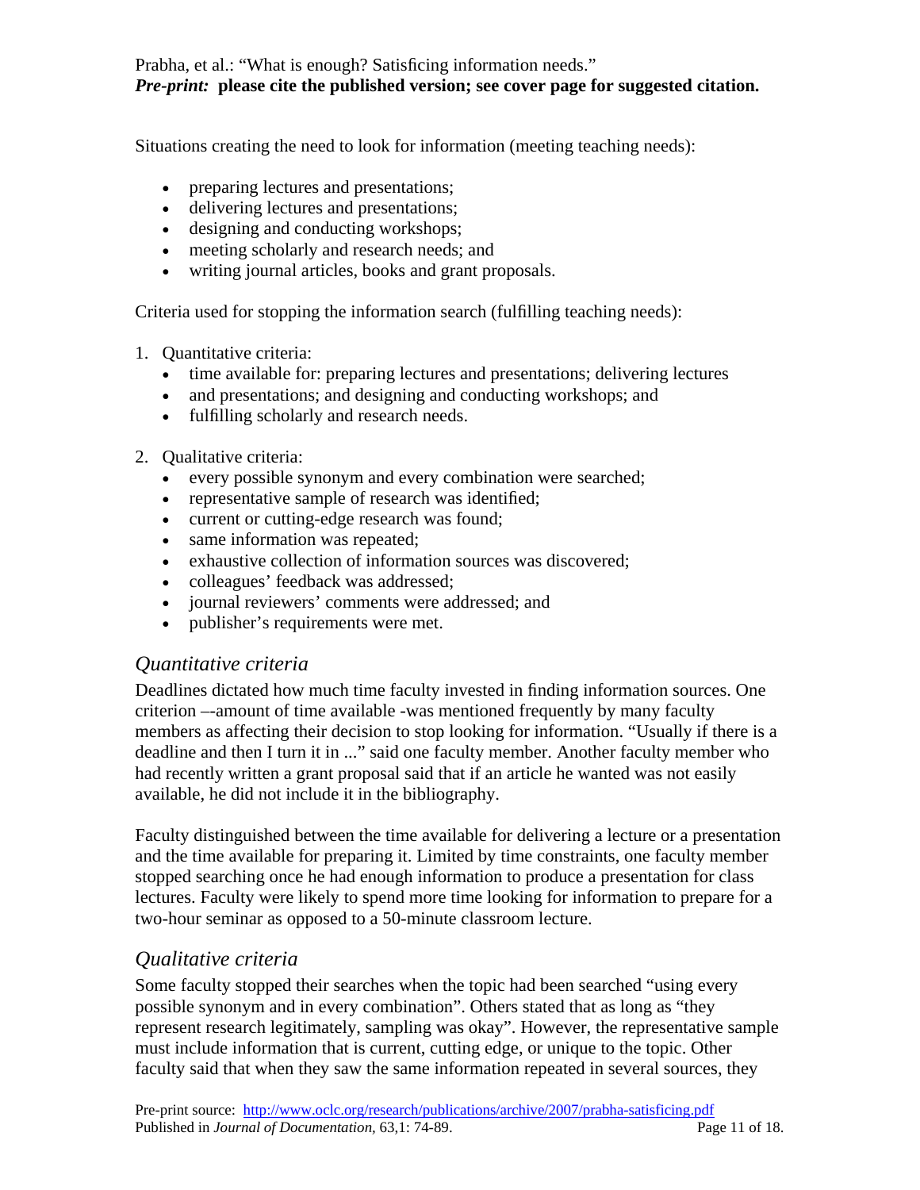Situations creating the need to look for information (meeting teaching needs):

- preparing lectures and presentations;
- delivering lectures and presentations;
- designing and conducting workshops;
- meeting scholarly and research needs; and
- writing journal articles, books and grant proposals.

Criteria used for stopping the information search (fulfilling teaching needs):

1. Quantitative criteria:
   - time available for: preparing lectures and presentations; delivering lectures
   - and presentations; and designing and conducting workshops; and
   - fulfilling scholarly and research needs.

2. Qualitative criteria:
   - every possible synonym and every combination were searched;
   - representative sample of research was identified;
   - current or cutting-edge research was found;
   - same information was repeated;
   - exhaustive collection of information sources was discovered;
   - colleagues' feedback was addressed;
   - journal reviewers' comments were addressed; and
   - publisher's requirements were met.

### *Quantitative criteria*

Deadlines dictated how much time faculty invested in finding information sources. One criterion –-amount of time available -was mentioned frequently by many faculty members as affecting their decision to stop looking for information. "Usually if there is a deadline and then I turn it in ..." said one faculty member. Another faculty member who had recently written a grant proposal said that if an article he wanted was not easily available, he did not include it in the bibliography.

Faculty distinguished between the time available for delivering a lecture or a presentation and the time available for preparing it. Limited by time constraints, one faculty member stopped searching once he had enough information to produce a presentation for class lectures. Faculty were likely to spend more time looking for information to prepare for a two-hour seminar as opposed to a 50-minute classroom lecture.

### *Qualitative criteria*

Some faculty stopped their searches when the topic had been searched "using every possible synonym and in every combination". Others stated that as long as "they represent research legitimately, sampling was okay". However, the representative sample must include information that is current, cutting edge, or unique to the topic. Other faculty said that when they saw the same information repeated in several sources, they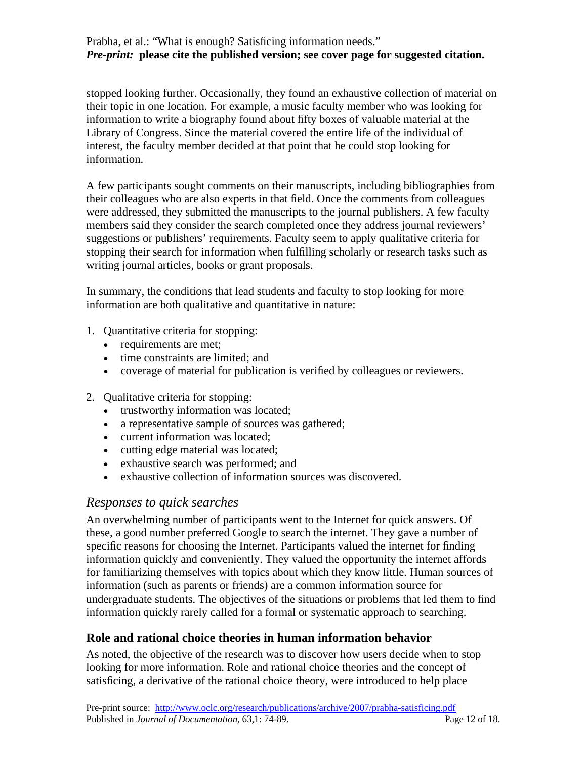stopped looking further. Occasionally, they found an exhaustive collection of material on their topic in one location. For example, a music faculty member who was looking for information to write a biography found about fifty boxes of valuable material at the Library of Congress. Since the material covered the entire life of the individual of interest, the faculty member decided at that point that he could stop looking for information.

A few participants sought comments on their manuscripts, including bibliographies from their colleagues who are also experts in that field. Once the comments from colleagues were addressed, they submitted the manuscripts to the journal publishers. A few faculty members said they consider the search completed once they address journal reviewers' suggestions or publishers' requirements. Faculty seem to apply qualitative criteria for stopping their search for information when fulfilling scholarly or research tasks such as writing journal articles, books or grant proposals.

In summary, the conditions that lead students and faculty to stop looking for more information are both qualitative and quantitative in nature:

1. Quantitative criteria for stopping:
   - requirements are met;
   - time constraints are limited; and
   - coverage of material for publication is verified by colleagues or reviewers.
2. Qualitative criteria for stopping:
   - trustworthy information was located;
   - a representative sample of sources was gathered;
   - current information was located;
   - cutting edge material was located;
   - exhaustive search was performed; and
   - exhaustive collection of information sources was discovered.

### *Responses to quick searches*

An overwhelming number of participants went to the Internet for quick answers. Of these, a good number preferred Google to search the internet. They gave a number of specific reasons for choosing the Internet. Participants valued the internet for finding information quickly and conveniently. They valued the opportunity the internet affords for familiarizing themselves with topics about which they know little. Human sources of information (such as parents or friends) are a common information source for undergraduate students. The objectives of the situations or problems that led them to find information quickly rarely called for a formal or systematic approach to searching.

## Role and rational choice theories in human information behavior

As noted, the objective of the research was to discover how users decide when to stop looking for more information. Role and rational choice theories and the concept of satisficing, a derivative of the rational choice theory, were introduced to help place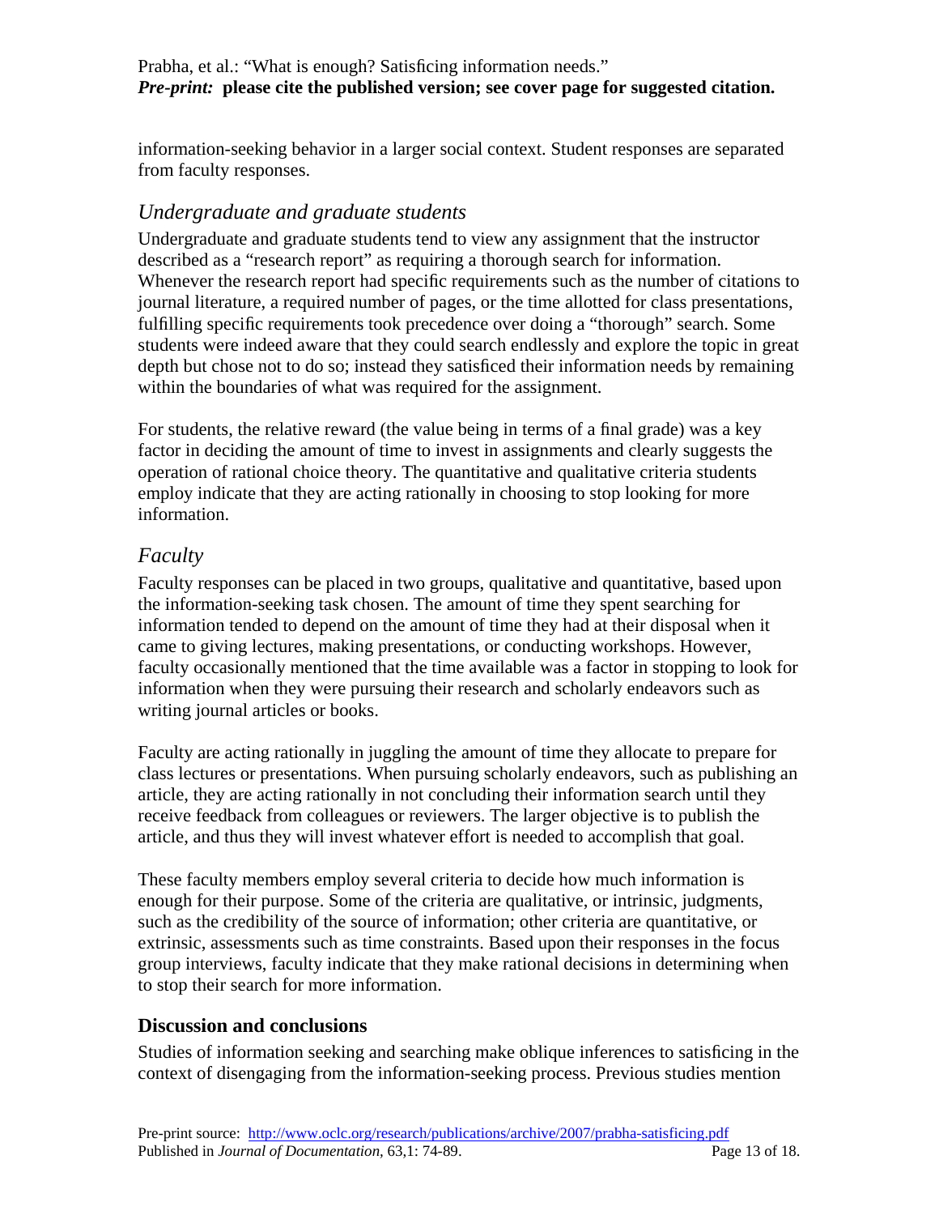information-seeking behavior in a larger social context. Student responses are separated from faculty responses.

### *Undergraduate and graduate students*

Undergraduate and graduate students tend to view any assignment that the instructor described as a "research report" as requiring a thorough search for information. Whenever the research report had specific requirements such as the number of citations to journal literature, a required number of pages, or the time allotted for class presentations, fulfilling specific requirements took precedence over doing a "thorough" search. Some students were indeed aware that they could search endlessly and explore the topic in great depth but chose not to do so; instead they satisficed their information needs by remaining within the boundaries of what was required for the assignment.

For students, the relative reward (the value being in terms of a final grade) was a key factor in deciding the amount of time to invest in assignments and clearly suggests the operation of rational choice theory. The quantitative and qualitative criteria students employ indicate that they are acting rationally in choosing to stop looking for more information.

### *Faculty*

Faculty responses can be placed in two groups, qualitative and quantitative, based upon the information-seeking task chosen. The amount of time they spent searching for information tended to depend on the amount of time they had at their disposal when it came to giving lectures, making presentations, or conducting workshops. However, faculty occasionally mentioned that the time available was a factor in stopping to look for information when they were pursuing their research and scholarly endeavors such as writing journal articles or books.

Faculty are acting rationally in juggling the amount of time they allocate to prepare for class lectures or presentations. When pursuing scholarly endeavors, such as publishing an article, they are acting rationally in not concluding their information search until they receive feedback from colleagues or reviewers. The larger objective is to publish the article, and thus they will invest whatever effort is needed to accomplish that goal.

These faculty members employ several criteria to decide how much information is enough for their purpose. Some of the criteria are qualitative, or intrinsic, judgments, such as the credibility of the source of information; other criteria are quantitative, or extrinsic, assessments such as time constraints. Based upon their responses in the focus group interviews, faculty indicate that they make rational decisions in determining when to stop their search for more information.

## Discussion and conclusions

Studies of information seeking and searching make oblique inferences to satisficing in the context of disengaging from the information-seeking process. Previous studies mention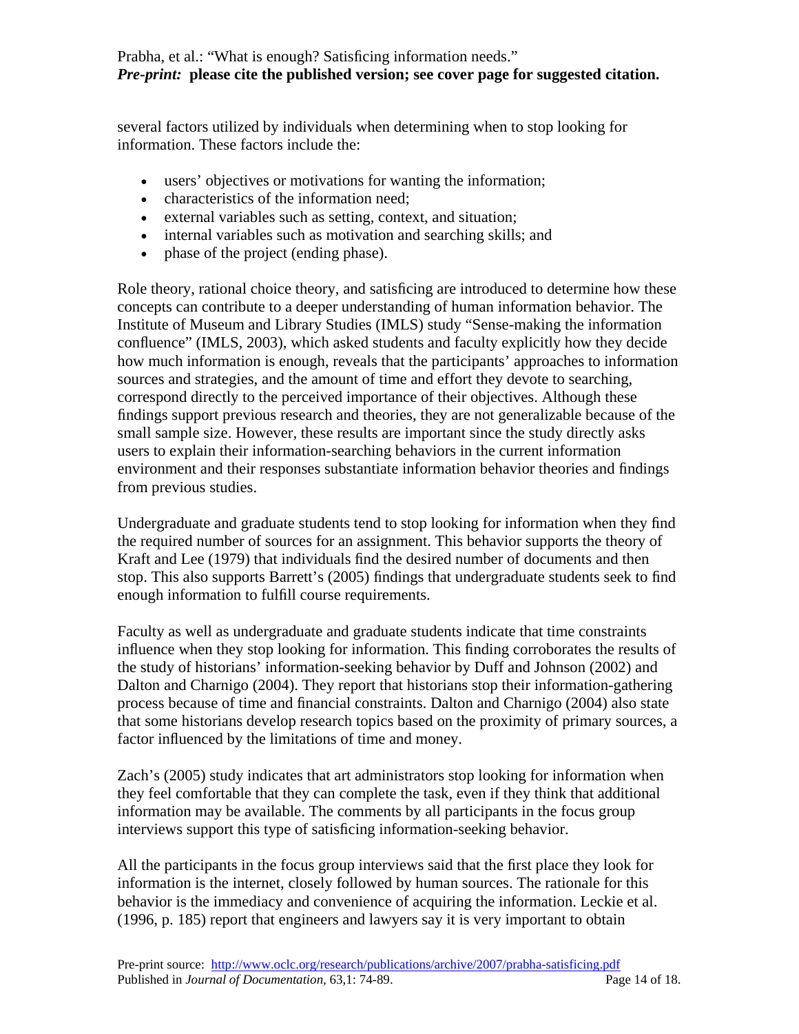several factors utilized by individuals when determining when to stop looking for information. These factors include the:

- users' objectives or motivations for wanting the information;
- characteristics of the information need;
- external variables such as setting, context, and situation;
- internal variables such as motivation and searching skills; and
- phase of the project (ending phase).

Role theory, rational choice theory, and satisficing are introduced to determine how these concepts can contribute to a deeper understanding of human information behavior. The Institute of Museum and Library Studies (IMLS) study "Sense-making the information confluence" (IMLS, 2003), which asked students and faculty explicitly how they decide how much information is enough, reveals that the participants' approaches to information sources and strategies, and the amount of time and effort they devote to searching, correspond directly to the perceived importance of their objectives. Although these findings support previous research and theories, they are not generalizable because of the small sample size. However, these results are important since the study directly asks users to explain their information-searching behaviors in the current information environment and their responses substantiate information behavior theories and findings from previous studies.

Undergraduate and graduate students tend to stop looking for information when they find the required number of sources for an assignment. This behavior supports the theory of Kraft and Lee (1979) that individuals find the desired number of documents and then stop. This also supports Barrett's (2005) findings that undergraduate students seek to find enough information to fulfill course requirements.

Faculty as well as undergraduate and graduate students indicate that time constraints influence when they stop looking for information. This finding corroborates the results of the study of historians' information-seeking behavior by Duff and Johnson (2002) and Dalton and Charnigo (2004). They report that historians stop their information-gathering process because of time and financial constraints. Dalton and Charnigo (2004) also state that some historians develop research topics based on the proximity of primary sources, a factor influenced by the limitations of time and money.

Zach's (2005) study indicates that art administrators stop looking for information when they feel comfortable that they can complete the task, even if they think that additional information may be available. The comments by all participants in the focus group interviews support this type of satisficing information-seeking behavior.

All the participants in the focus group interviews said that the first place they look for information is the internet, closely followed by human sources. The rationale for this behavior is the immediacy and convenience of acquiring the information. Leckie et al. (1996, p. 185) report that engineers and lawyers say it is very important to obtain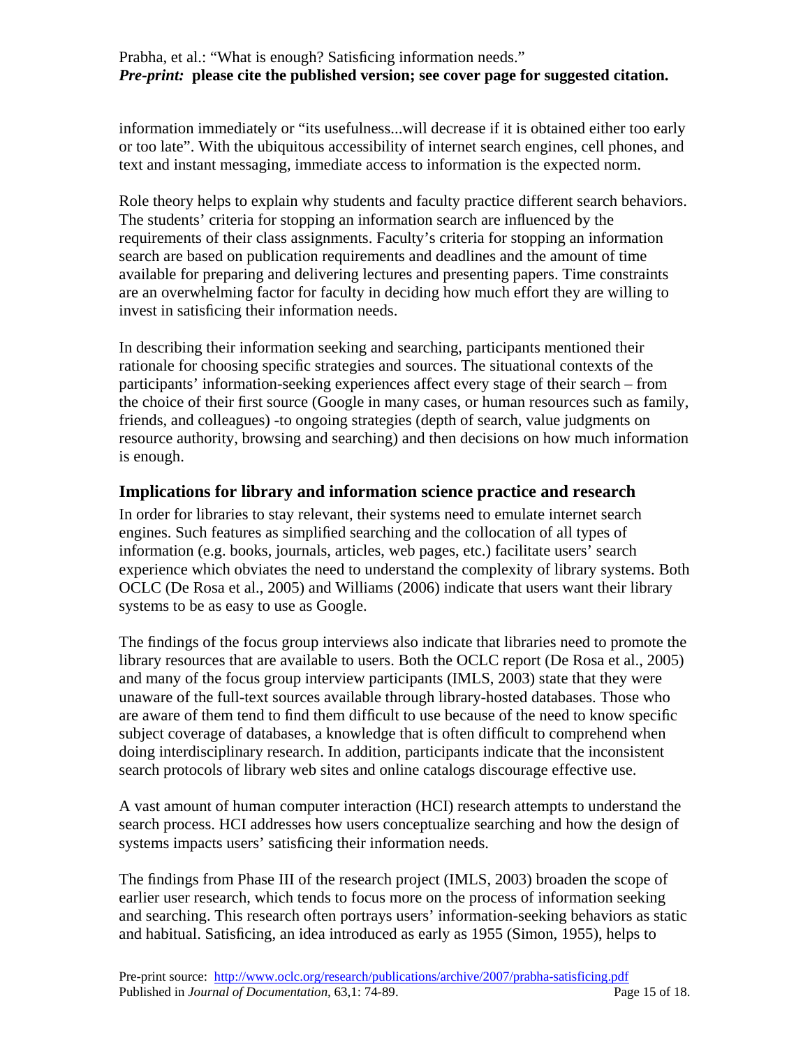information immediately or "its usefulness...will decrease if it is obtained either too early or too late". With the ubiquitous accessibility of internet search engines, cell phones, and text and instant messaging, immediate access to information is the expected norm.

Role theory helps to explain why students and faculty practice different search behaviors. The students' criteria for stopping an information search are influenced by the requirements of their class assignments. Faculty's criteria for stopping an information search are based on publication requirements and deadlines and the amount of time available for preparing and delivering lectures and presenting papers. Time constraints are an overwhelming factor for faculty in deciding how much effort they are willing to invest in satisficing their information needs.

In describing their information seeking and searching, participants mentioned their rationale for choosing specific strategies and sources. The situational contexts of the participants' information-seeking experiences affect every stage of their search – from the choice of their first source (Google in many cases, or human resources such as family, friends, and colleagues) -to ongoing strategies (depth of search, value judgments on resource authority, browsing and searching) and then decisions on how much information is enough.

## Implications for library and information science practice and research

In order for libraries to stay relevant, their systems need to emulate internet search engines. Such features as simplified searching and the collocation of all types of information (e.g. books, journals, articles, web pages, etc.) facilitate users' search experience which obviates the need to understand the complexity of library systems. Both OCLC (De Rosa et al., 2005) and Williams (2006) indicate that users want their library systems to be as easy to use as Google.

The findings of the focus group interviews also indicate that libraries need to promote the library resources that are available to users. Both the OCLC report (De Rosa et al., 2005) and many of the focus group interview participants (IMLS, 2003) state that they were unaware of the full-text sources available through library-hosted databases. Those who are aware of them tend to find them difficult to use because of the need to know specific subject coverage of databases, a knowledge that is often difficult to comprehend when doing interdisciplinary research. In addition, participants indicate that the inconsistent search protocols of library web sites and online catalogs discourage effective use.

A vast amount of human computer interaction (HCI) research attempts to understand the search process. HCI addresses how users conceptualize searching and how the design of systems impacts users' satisficing their information needs.

The findings from Phase III of the research project (IMLS, 2003) broaden the scope of earlier user research, which tends to focus more on the process of information seeking and searching. This research often portrays users' information-seeking behaviors as static and habitual. Satisficing, an idea introduced as early as 1955 (Simon, 1955), helps to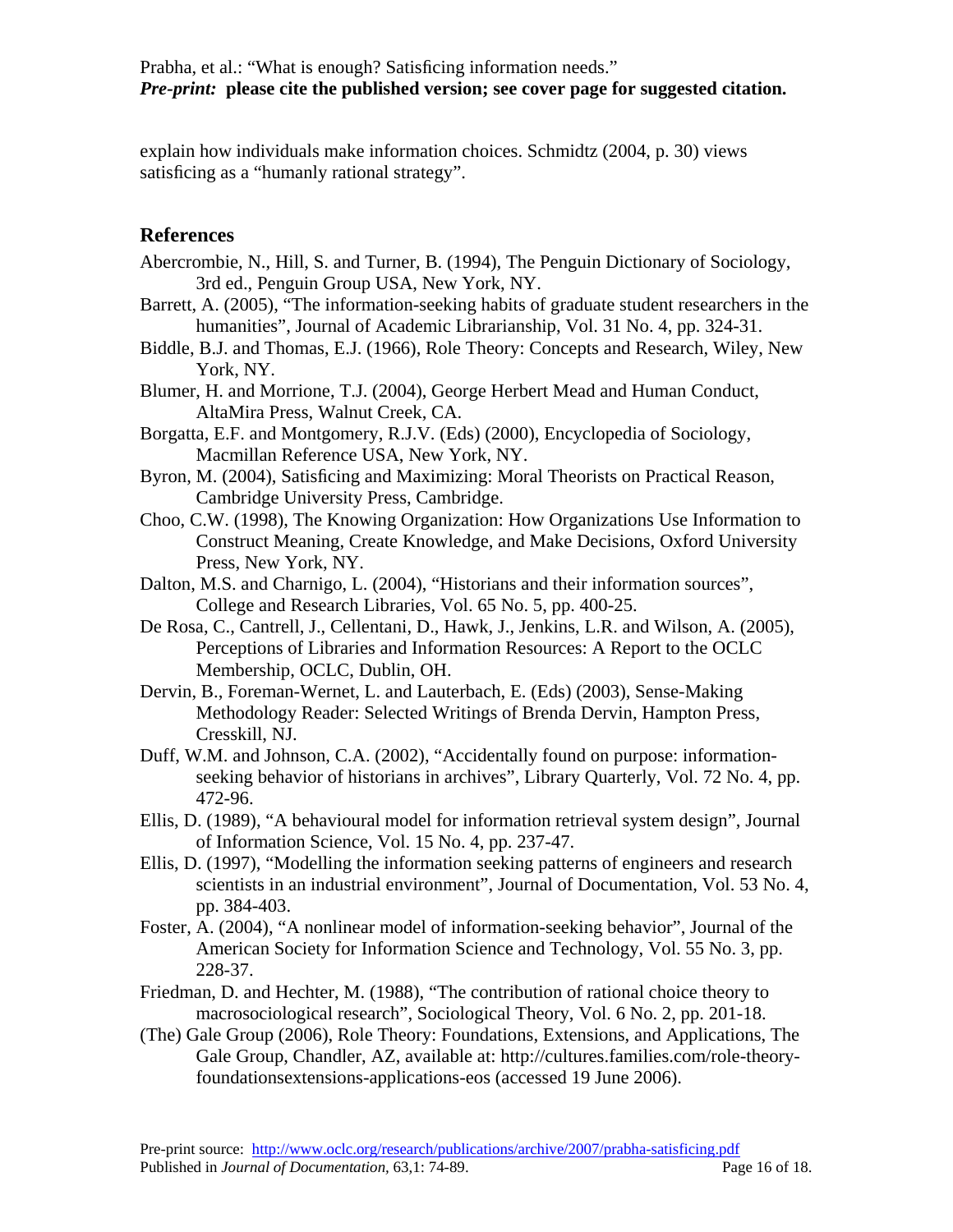explain how individuals make information choices. Schmidtz (2004, p. 30) views satisficing as a "humanly rational strategy".

## References

Abercrombie, N., Hill, S. and Turner, B. (1994), The Penguin Dictionary of Sociology, 3rd ed., Penguin Group USA, New York, NY.

Barrett, A. (2005), "The information-seeking habits of graduate student researchers in the humanities", Journal of Academic Librarianship, Vol. 31 No. 4, pp. 324-31.

Biddle, B.J. and Thomas, E.J. (1966), Role Theory: Concepts and Research, Wiley, New York, NY.

Blumer, H. and Morrione, T.J. (2004), George Herbert Mead and Human Conduct, AltaMira Press, Walnut Creek, CA.

Borgatta, E.F. and Montgomery, R.J.V. (Eds) (2000), Encyclopedia of Sociology, Macmillan Reference USA, New York, NY.

Byron, M. (2004), Satisficing and Maximizing: Moral Theorists on Practical Reason, Cambridge University Press, Cambridge.

Choo, C.W. (1998), The Knowing Organization: How Organizations Use Information to Construct Meaning, Create Knowledge, and Make Decisions, Oxford University Press, New York, NY.

Dalton, M.S. and Charnigo, L. (2004), "Historians and their information sources", College and Research Libraries, Vol. 65 No. 5, pp. 400-25.

De Rosa, C., Cantrell, J., Cellentani, D., Hawk, J., Jenkins, L.R. and Wilson, A. (2005), Perceptions of Libraries and Information Resources: A Report to the OCLC Membership, OCLC, Dublin, OH.

Dervin, B., Foreman-Wernet, L. and Lauterbach, E. (Eds) (2003), Sense-Making Methodology Reader: Selected Writings of Brenda Dervin, Hampton Press, Cresskill, NJ.

Duff, W.M. and Johnson, C.A. (2002), "Accidentally found on purpose: information-seeking behavior of historians in archives", Library Quarterly, Vol. 72 No. 4, pp. 472-96.

Ellis, D. (1989), "A behavioural model for information retrieval system design", Journal of Information Science, Vol. 15 No. 4, pp. 237-47.

Ellis, D. (1997), "Modelling the information seeking patterns of engineers and research scientists in an industrial environment", Journal of Documentation, Vol. 53 No. 4, pp. 384-403.

Foster, A. (2004), "A nonlinear model of information-seeking behavior", Journal of the American Society for Information Science and Technology, Vol. 55 No. 3, pp. 228-37.

Friedman, D. and Hechter, M. (1988), "The contribution of rational choice theory to macrosociological research", Sociological Theory, Vol. 6 No. 2, pp. 201-18.

(The) Gale Group (2006), Role Theory: Foundations, Extensions, and Applications, The Gale Group, Chandler, AZ, available at: http://cultures.families.com/role-theory-foundationsextensions-applications-eos (accessed 19 June 2006).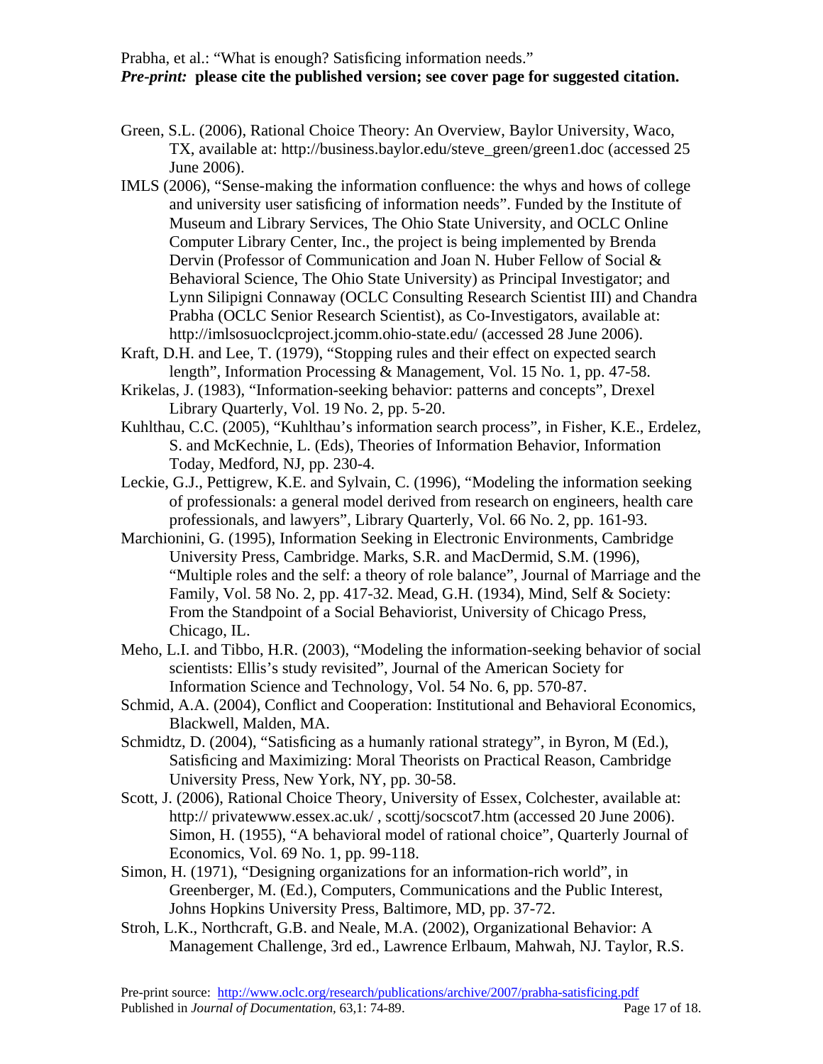Green, S.L. (2006), Rational Choice Theory: An Overview, Baylor University, Waco, TX, available at: http://business.baylor.edu/steve_green/green1.doc (accessed 25 June 2006).

IMLS (2006), "Sense-making the information confluence: the whys and hows of college and university user satisficing of information needs". Funded by the Institute of Museum and Library Services, The Ohio State University, and OCLC Online Computer Library Center, Inc., the project is being implemented by Brenda Dervin (Professor of Communication and Joan N. Huber Fellow of Social & Behavioral Science, The Ohio State University) as Principal Investigator; and Lynn Silipigni Connaway (OCLC Consulting Research Scientist III) and Chandra Prabha (OCLC Senior Research Scientist), as Co-Investigators, available at: http://imlsosuoclcproject.jcomm.ohio-state.edu/ (accessed 28 June 2006).

Kraft, D.H. and Lee, T. (1979), "Stopping rules and their effect on expected search length", Information Processing & Management, Vol. 15 No. 1, pp. 47-58.

Krikelas, J. (1983), "Information-seeking behavior: patterns and concepts", Drexel Library Quarterly, Vol. 19 No. 2, pp. 5-20.

Kuhlthau, C.C. (2005), "Kuhlthau's information search process", in Fisher, K.E., Erdelez, S. and McKechnie, L. (Eds), Theories of Information Behavior, Information Today, Medford, NJ, pp. 230-4.

Leckie, G.J., Pettigrew, K.E. and Sylvain, C. (1996), "Modeling the information seeking of professionals: a general model derived from research on engineers, health care professionals, and lawyers", Library Quarterly, Vol. 66 No. 2, pp. 161-93.

Marchionini, G. (1995), Information Seeking in Electronic Environments, Cambridge University Press, Cambridge. Marks, S.R. and MacDermid, S.M. (1996), "Multiple roles and the self: a theory of role balance", Journal of Marriage and the Family, Vol. 58 No. 2, pp. 417-32. Mead, G.H. (1934), Mind, Self & Society: From the Standpoint of a Social Behaviorist, University of Chicago Press, Chicago, IL.

Meho, L.I. and Tibbo, H.R. (2003), "Modeling the information-seeking behavior of social scientists: Ellis's study revisited", Journal of the American Society for Information Science and Technology, Vol. 54 No. 6, pp. 570-87.

Schmid, A.A. (2004), Conflict and Cooperation: Institutional and Behavioral Economics, Blackwell, Malden, MA.

Schmidtz, D. (2004), "Satisficing as a humanly rational strategy", in Byron, M (Ed.), Satisficing and Maximizing: Moral Theorists on Practical Reason, Cambridge University Press, New York, NY, pp. 30-58.

Scott, J. (2006), Rational Choice Theory, University of Essex, Colchester, available at: http:// privatewww.essex.ac.uk/ , scottj/socscot7.htm (accessed 20 June 2006). Simon, H. (1955), "A behavioral model of rational choice", Quarterly Journal of Economics, Vol. 69 No. 1, pp. 99-118.

Simon, H. (1971), "Designing organizations for an information-rich world", in Greenberger, M. (Ed.), Computers, Communications and the Public Interest, Johns Hopkins University Press, Baltimore, MD, pp. 37-72.

Stroh, L.K., Northcraft, G.B. and Neale, M.A. (2002), Organizational Behavior: A Management Challenge, 3rd ed., Lawrence Erlbaum, Mahwah, NJ. Taylor, R.S.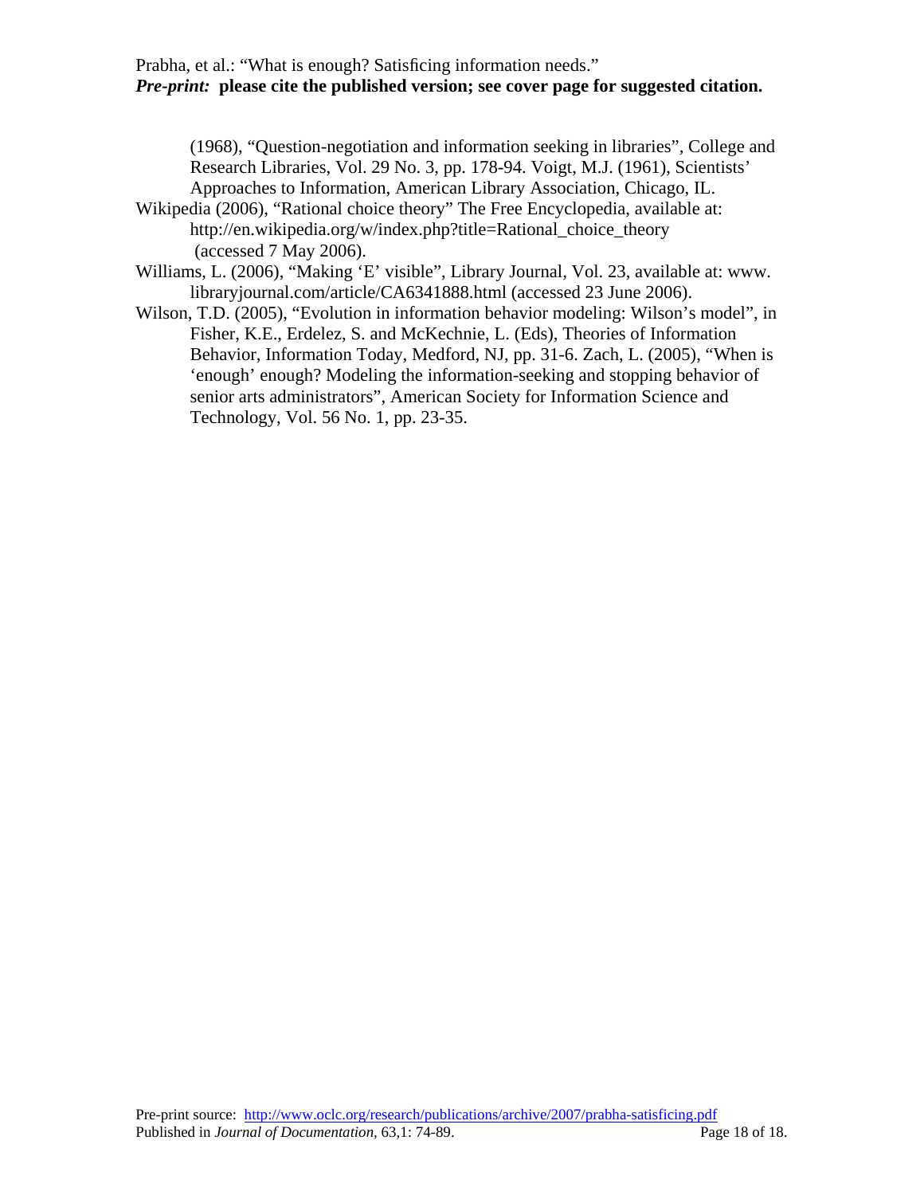(1968), "Question-negotiation and information seeking in libraries", College and Research Libraries, Vol. 29 No. 3, pp. 178-94. Voigt, M.J. (1961), Scientists' Approaches to Information, American Library Association, Chicago, IL.

Wikipedia (2006), "Rational choice theory" The Free Encyclopedia, available at: http://en.wikipedia.org/w/index.php?title=Rational_choice_theory (accessed 7 May 2006).

Williams, L. (2006), "Making 'E' visible", Library Journal, Vol. 23, available at: www. libraryjournal.com/article/CA6341888.html (accessed 23 June 2006).

Wilson, T.D. (2005), "Evolution in information behavior modeling: Wilson's model", in Fisher, K.E., Erdelez, S. and McKechnie, L. (Eds), Theories of Information Behavior, Information Today, Medford, NJ, pp. 31-6. Zach, L. (2005), "When is 'enough' enough? Modeling the information-seeking and stopping behavior of senior arts administrators", American Society for Information Science and Technology, Vol. 56 No. 1, pp. 23-35.